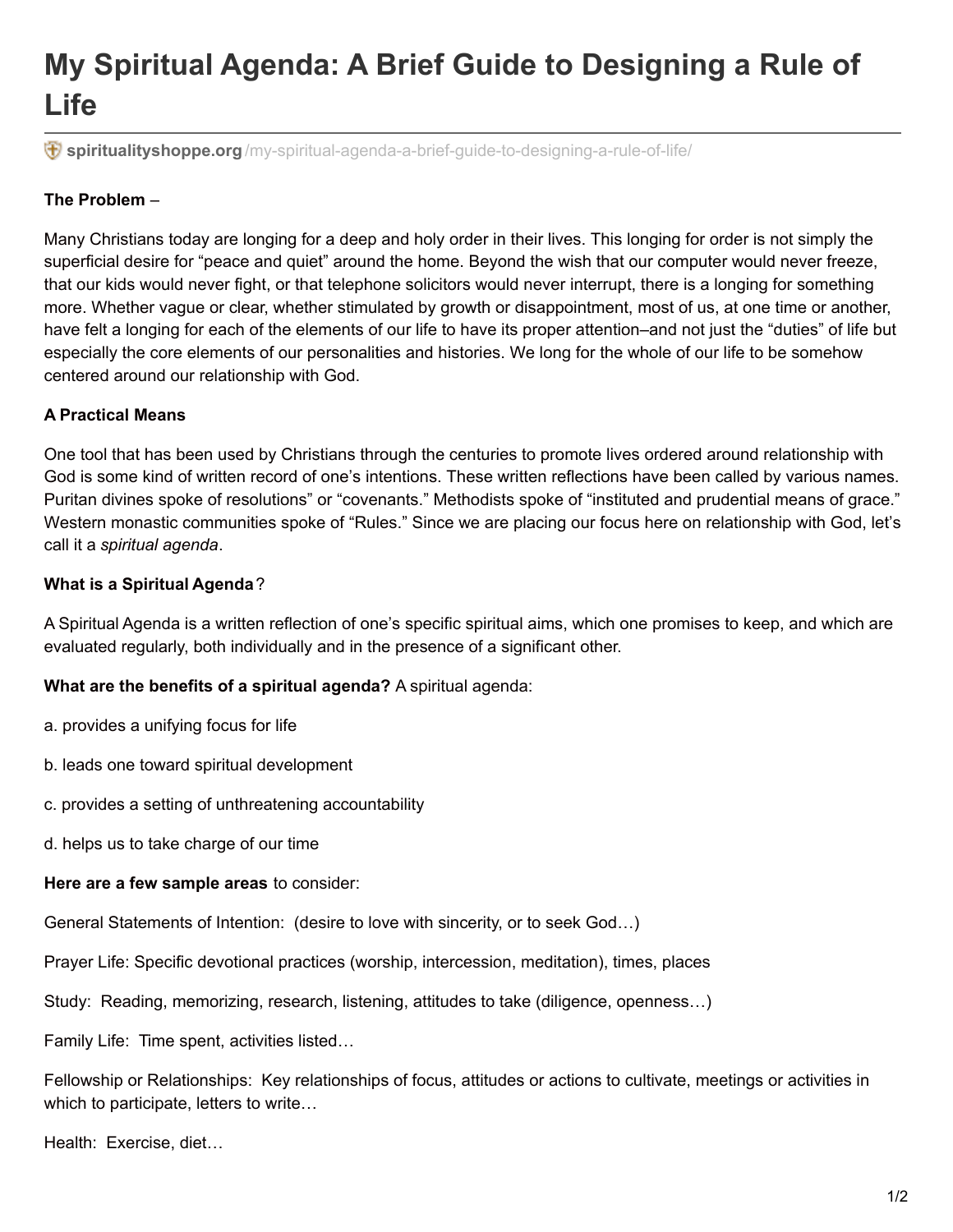# My Spiritual Agenda: A Brief Guide to Designing a Rule of Life

spiritualityshoppe.org/my-spiritual-agenda-a-brief-guide-to-designing-a-rule-of-life/

**The Problem** –

Many Christians today are longing for a deep and holy order in their lives. This longing for order is not simply the superficial desire for "peace and quiet" around the home. Beyond the wish that our computer would never freeze, that our kids would never fight, or that telephone solicitors would never interrupt, there is a longing for something more. Whether vague or clear, whether stimulated by growth or disappointment, most of us, at one time or another, have felt a longing for each of the elements of our life to have its proper attention–and not just the "duties" of life but especially the core elements of our personalities and histories. We long for the whole of our life to be somehow centered around our relationship with God.

**A Practical Means**

One tool that has been used by Christians through the centuries to promote lives ordered around relationship with God is some kind of written record of one's intentions. These written reflections have been called by various names. Puritan divines spoke of resolutions" or "covenants." Methodists spoke of "instituted and prudential means of grace." Western monastic communities spoke of "Rules." Since we are placing our focus here on relationship with God, let's call it a *spiritual agenda*.

**What is a Spiritual Agenda**?

A Spiritual Agenda is a written reflection of one's specific spiritual aims, which one promises to keep, and which are evaluated regularly, both individually and in the presence of a significant other.

**What are the benefits of a spiritual agenda?** A spiritual agenda:

a. provides a unifying focus for life

b. leads one toward spiritual development

c. provides a setting of unthreatening accountability

d. helps us to take charge of our time

**Here are a few sample areas** to consider:

General Statements of Intention: (desire to love with sincerity, or to seek God…)

Prayer Life: Specific devotional practices (worship, intercession, meditation), times, places

Study: Reading, memorizing, research, listening, attitudes to take (diligence, openness…)

Family Life: Time spent, activities listed…

Fellowship or Relationships: Key relationships of focus, attitudes or actions to cultivate, meetings or activities in which to participate, letters to write…

Health: Exercise, diet…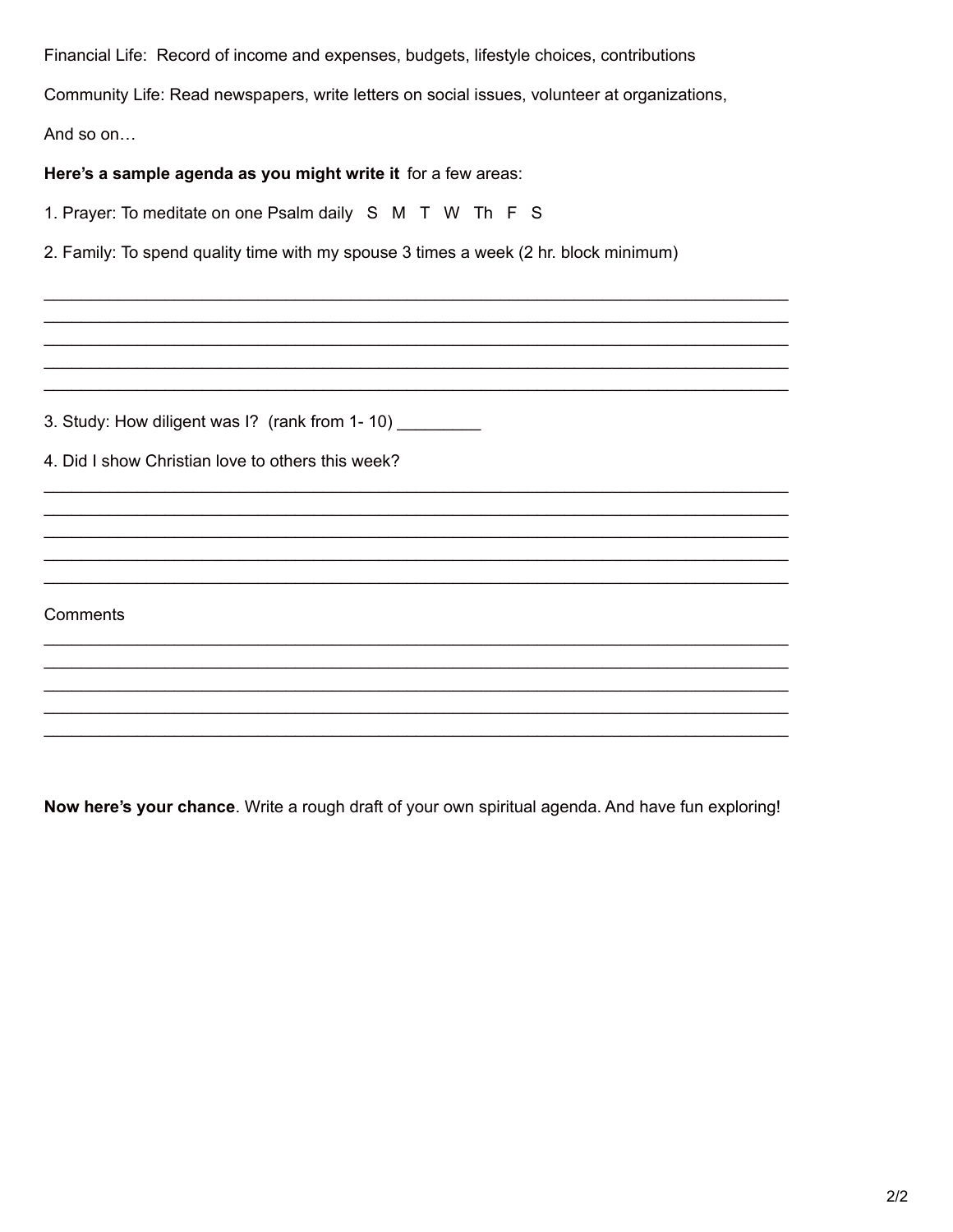Financial Life: Record of income and expenses, budgets, lifestyle choices, contributions

Community Life: Read newspapers, write letters on social issues, volunteer at organizations,

And so on…

**Here's a sample agenda as you might write it** for a few areas:

1. Prayer: To meditate on one Psalm daily S M T W Th F S

2. Family: To spend quality time with my spouse 3 times a week (2 hr. block minimum)

______________________________________________________________________________
______________________________________________________________________________
______________________________________________________________________________
______________________________________________________________________________
______________________________________________________________________________

3. Study: How diligent was I? (rank from 1- 10) _________

4. Did I show Christian love to others this week?

______________________________________________________________________________
______________________________________________________________________________
______________________________________________________________________________
______________________________________________________________________________
______________________________________________________________________________

Comments

______________________________________________________________________________
______________________________________________________________________________
______________________________________________________________________________
______________________________________________________________________________
______________________________________________________________________________

**Now here's your chance**. Write a rough draft of your own spiritual agenda. And have fun exploring!